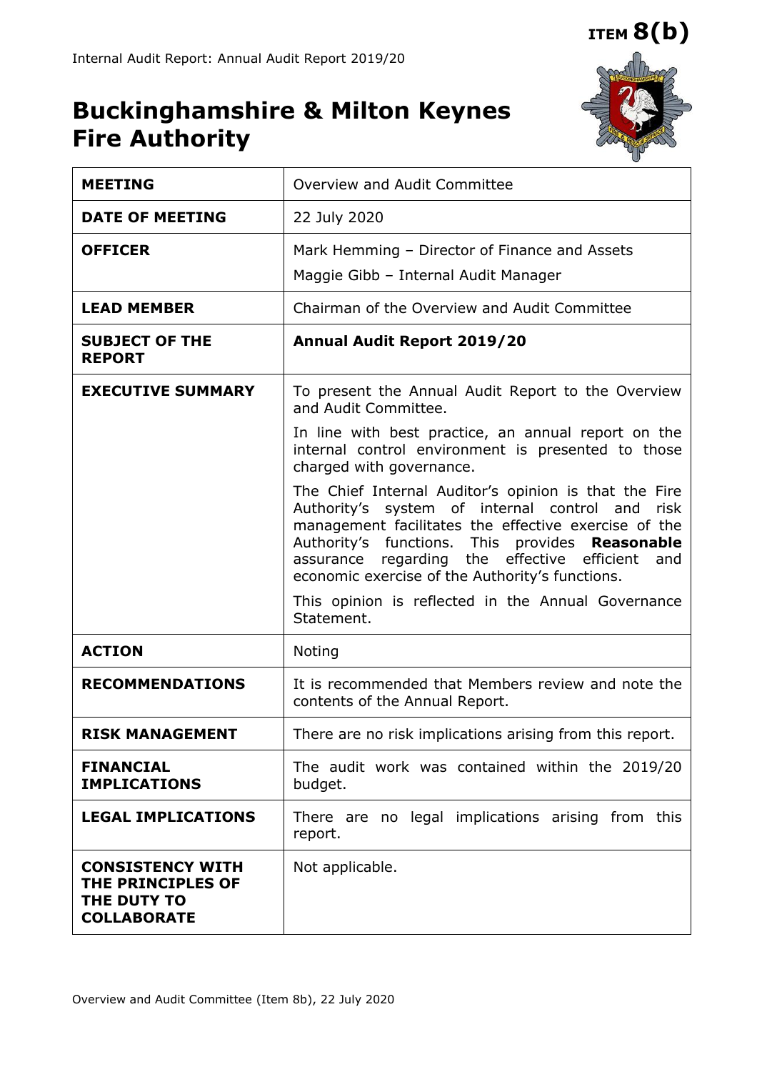ITEM **8(b)**

Internal Audit Report: Annual Audit Report 2019/20

# Buckinghamshire & Milton Keynes Fire Authority

| | |
|---|---|
| **MEETING** | Overview and Audit Committee |
| **DATE OF MEETING** | 22 July 2020 |
| **OFFICER** | Mark Hemming – Director of Finance and Assets<br>Maggie Gibb – Internal Audit Manager |
| **LEAD MEMBER** | Chairman of the Overview and Audit Committee |
| **SUBJECT OF THE REPORT** | **Annual Audit Report 2019/20** |
| **EXECUTIVE SUMMARY** | To present the Annual Audit Report to the Overview and Audit Committee.<br>In line with best practice, an annual report on the internal control environment is presented to those charged with governance.<br>The Chief Internal Auditor's opinion is that the Fire Authority's system of internal control and risk management facilitates the effective exercise of the Authority's functions. This provides **Reasonable** assurance regarding the effective efficient and economic exercise of the Authority's functions.<br>This opinion is reflected in the Annual Governance Statement. |
| **ACTION** | Noting |
| **RECOMMENDATIONS** | It is recommended that Members review and note the contents of the Annual Report. |
| **RISK MANAGEMENT** | There are no risk implications arising from this report. |
| **FINANCIAL IMPLICATIONS** | The audit work was contained within the 2019/20 budget. |
| **LEGAL IMPLICATIONS** | There are no legal implications arising from this report. |
| **CONSISTENCY WITH THE PRINCIPLES OF THE DUTY TO COLLABORATE** | Not applicable. |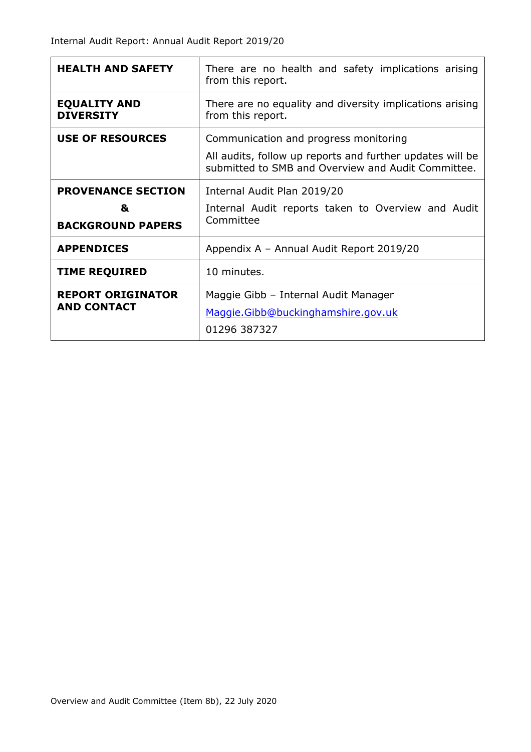| | |
|---|---|
| **HEALTH AND SAFETY** | There are no health and safety implications arising from this report. |
| **EQUALITY AND DIVERSITY** | There are no equality and diversity implications arising from this report. |
| **USE OF RESOURCES** | Communication and progress monitoring<br><br>All audits, follow up reports and further updates will be submitted to SMB and Overview and Audit Committee. |
| **PROVENANCE SECTION**<br>**&**<br>**BACKGROUND PAPERS** | Internal Audit Plan 2019/20<br><br>Internal Audit reports taken to Overview and Audit Committee |
| **APPENDICES** | Appendix A – Annual Audit Report 2019/20 |
| **TIME REQUIRED** | 10 minutes. |
| **REPORT ORIGINATOR AND CONTACT** | Maggie Gibb – Internal Audit Manager<br>[Maggie.Gibb@buckinghamshire.gov.uk](mailto:Maggie.Gibb@buckinghamshire.gov.uk)<br>01296 387327 |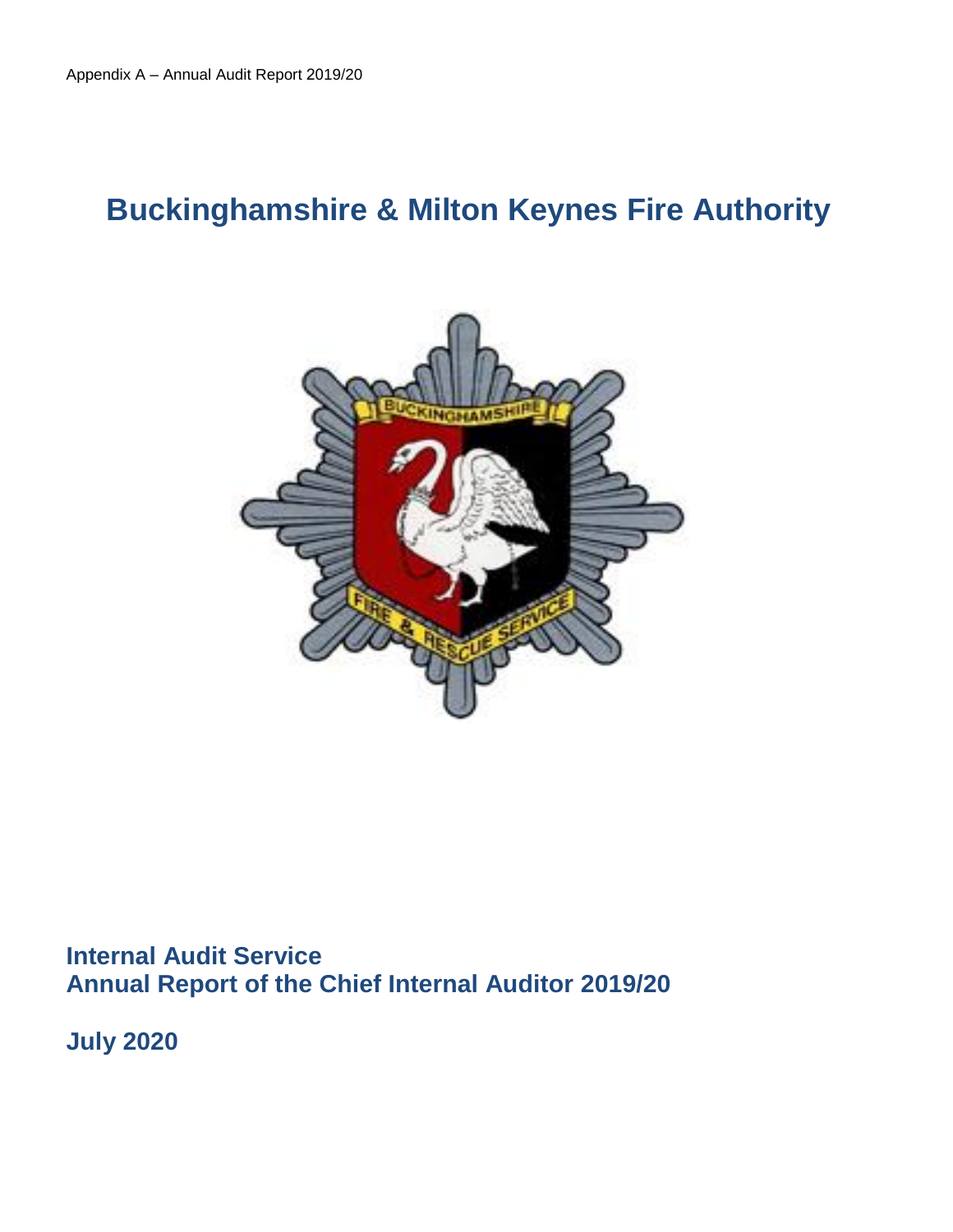Appendix A – Annual Audit Report 2019/20

# Buckinghamshire & Milton Keynes Fire Authority

## Internal Audit Service
## Annual Report of the Chief Internal Auditor 2019/20

## July 2020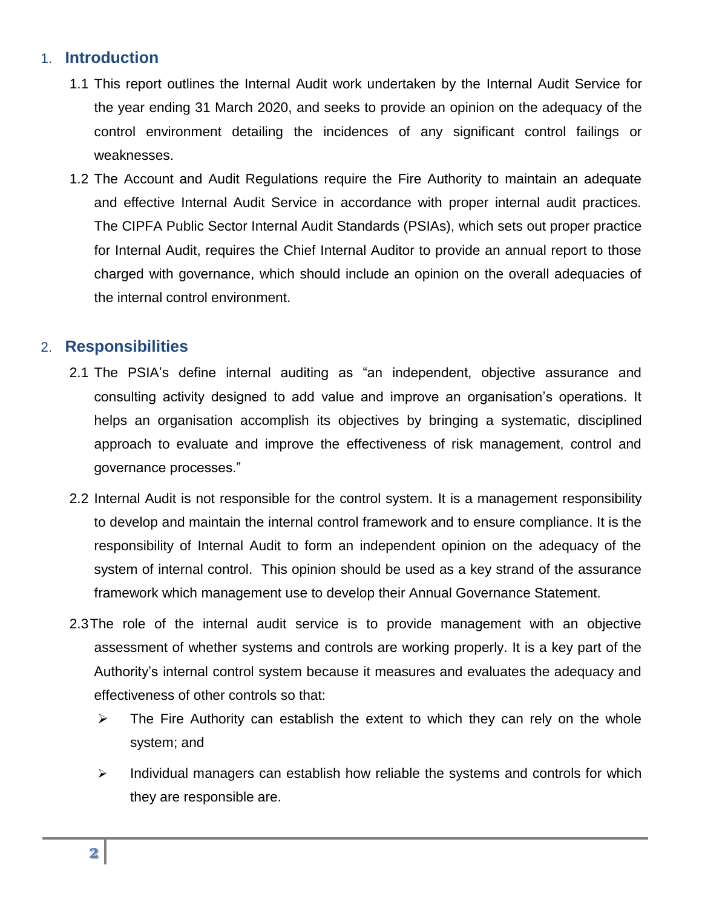## 1. Introduction

1.1 This report outlines the Internal Audit work undertaken by the Internal Audit Service for the year ending 31 March 2020, and seeks to provide an opinion on the adequacy of the control environment detailing the incidences of any significant control failings or weaknesses.

1.2 The Account and Audit Regulations require the Fire Authority to maintain an adequate and effective Internal Audit Service in accordance with proper internal audit practices. The CIPFA Public Sector Internal Audit Standards (PSIAs), which sets out proper practice for Internal Audit, requires the Chief Internal Auditor to provide an annual report to those charged with governance, which should include an opinion on the overall adequacies of the internal control environment.

## 2. Responsibilities

2.1 The PSIA's define internal auditing as "an independent, objective assurance and consulting activity designed to add value and improve an organisation's operations. It helps an organisation accomplish its objectives by bringing a systematic, disciplined approach to evaluate and improve the effectiveness of risk management, control and governance processes."

2.2 Internal Audit is not responsible for the control system. It is a management responsibility to develop and maintain the internal control framework and to ensure compliance. It is the responsibility of Internal Audit to form an independent opinion on the adequacy of the system of internal control. This opinion should be used as a key strand of the assurance framework which management use to develop their Annual Governance Statement.

2.3 The role of the internal audit service is to provide management with an objective assessment of whether systems and controls are working properly. It is a key part of the Authority's internal control system because it measures and evaluates the adequacy and effectiveness of other controls so that:

- The Fire Authority can establish the extent to which they can rely on the whole system; and
- Individual managers can establish how reliable the systems and controls for which they are responsible are.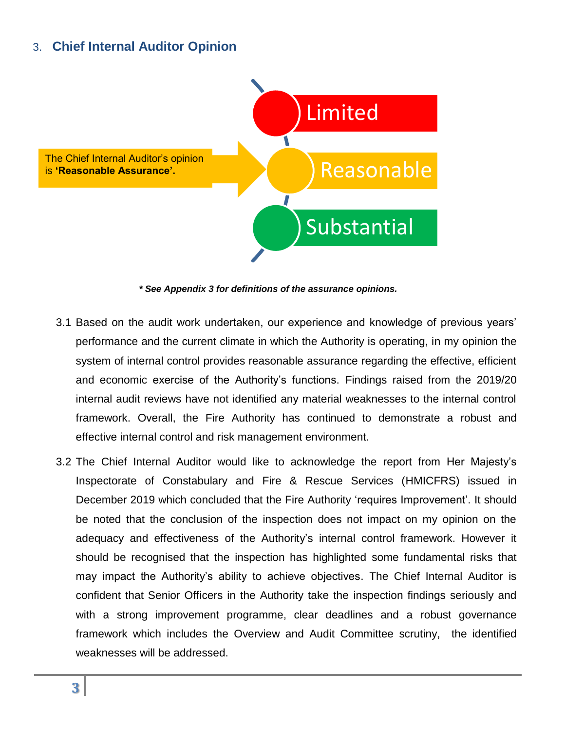## 3. Chief Internal Auditor Opinion

The Chief Internal Auditor's opinion is **'Reasonable Assurance'.**

Limited

Reasonable

Substantial

***\* See Appendix 3 for definitions of the assurance opinions.***

3.1 Based on the audit work undertaken, our experience and knowledge of previous years' performance and the current climate in which the Authority is operating, in my opinion the system of internal control provides reasonable assurance regarding the effective, efficient and economic exercise of the Authority's functions. Findings raised from the 2019/20 internal audit reviews have not identified any material weaknesses to the internal control framework. Overall, the Fire Authority has continued to demonstrate a robust and effective internal control and risk management environment.

3.2 The Chief Internal Auditor would like to acknowledge the report from Her Majesty's Inspectorate of Constabulary and Fire & Rescue Services (HMICFRS) issued in December 2019 which concluded that the Fire Authority 'requires Improvement'. It should be noted that the conclusion of the inspection does not impact on my opinion on the adequacy and effectiveness of the Authority's internal control framework. However it should be recognised that the inspection has highlighted some fundamental risks that may impact the Authority's ability to achieve objectives. The Chief Internal Auditor is confident that Senior Officers in the Authority take the inspection findings seriously and with a strong improvement programme, clear deadlines and a robust governance framework which includes the Overview and Audit Committee scrutiny, the identified weaknesses will be addressed.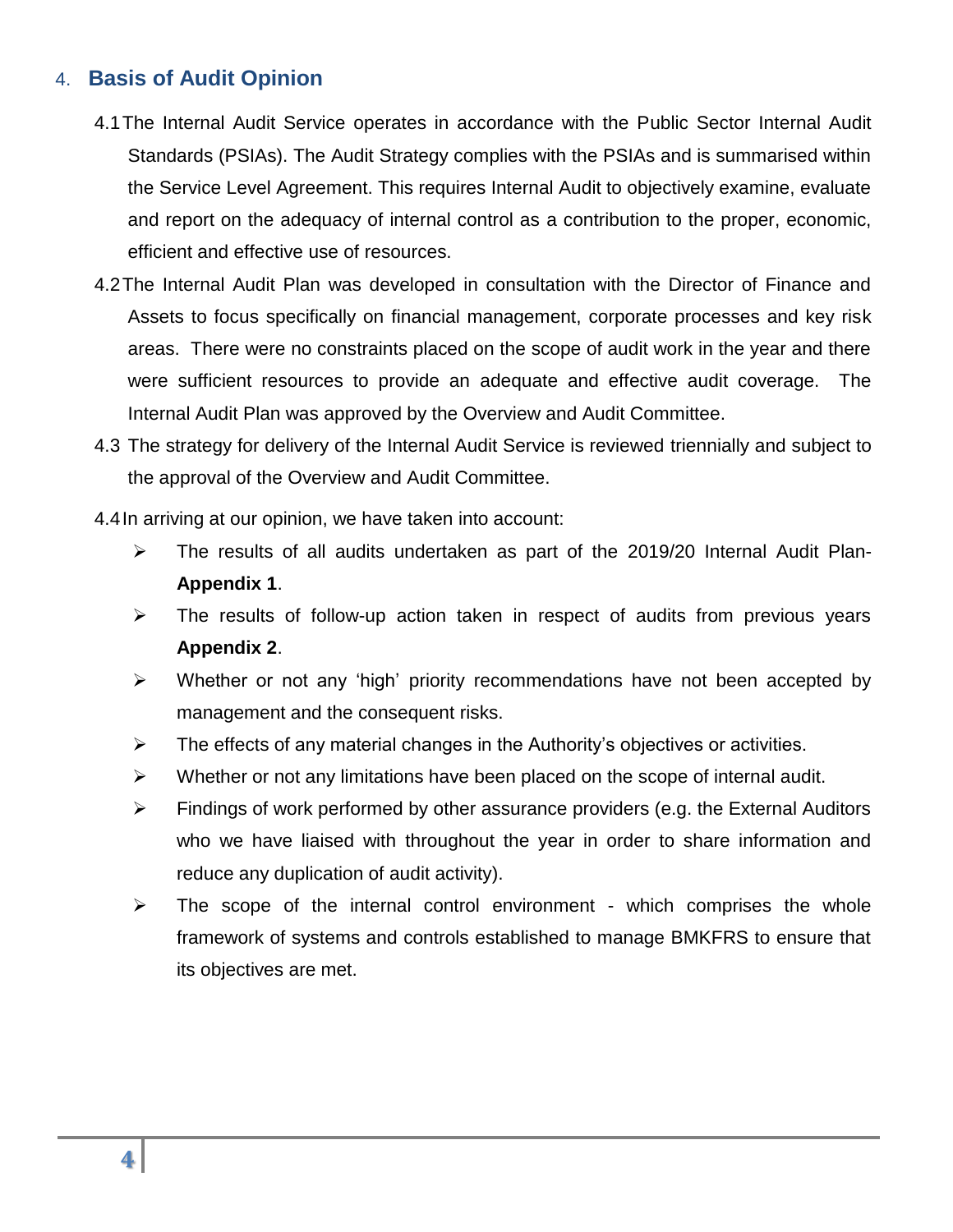## 4. Basis of Audit Opinion

4.1 The Internal Audit Service operates in accordance with the Public Sector Internal Audit Standards (PSIAs). The Audit Strategy complies with the PSIAs and is summarised within the Service Level Agreement. This requires Internal Audit to objectively examine, evaluate and report on the adequacy of internal control as a contribution to the proper, economic, efficient and effective use of resources.

4.2 The Internal Audit Plan was developed in consultation with the Director of Finance and Assets to focus specifically on financial management, corporate processes and key risk areas. There were no constraints placed on the scope of audit work in the year and there were sufficient resources to provide an adequate and effective audit coverage. The Internal Audit Plan was approved by the Overview and Audit Committee.

4.3 The strategy for delivery of the Internal Audit Service is reviewed triennially and subject to the approval of the Overview and Audit Committee.

4.4 In arriving at our opinion, we have taken into account:

- The results of all audits undertaken as part of the 2019/20 Internal Audit Plan- **Appendix 1**.
- The results of follow-up action taken in respect of audits from previous years **Appendix 2**.
- Whether or not any 'high' priority recommendations have not been accepted by management and the consequent risks.
- The effects of any material changes in the Authority's objectives or activities.
- Whether or not any limitations have been placed on the scope of internal audit.
- Findings of work performed by other assurance providers (e.g. the External Auditors who we have liaised with throughout the year in order to share information and reduce any duplication of audit activity).
- The scope of the internal control environment - which comprises the whole framework of systems and controls established to manage BMKFRS to ensure that its objectives are met.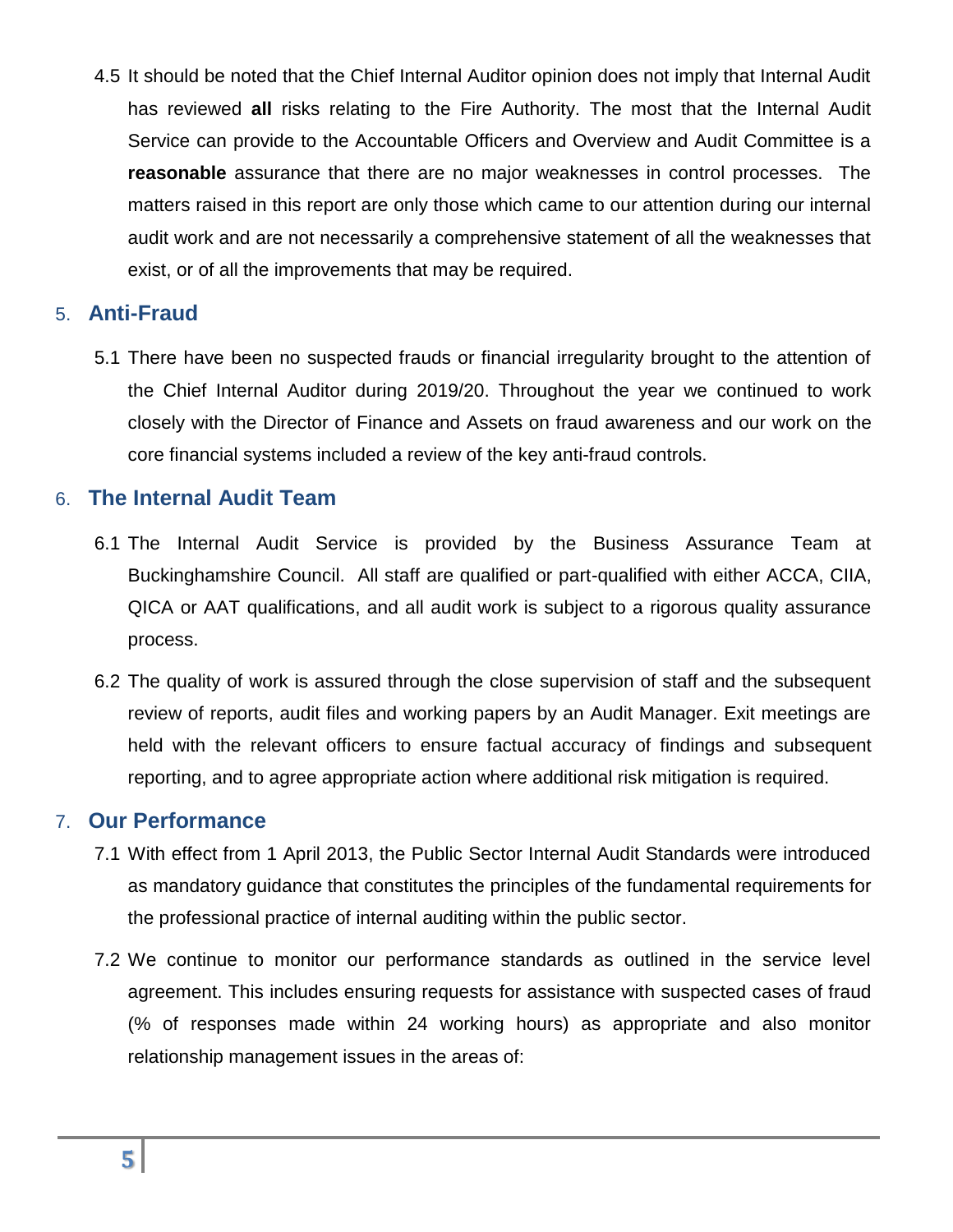4.5 It should be noted that the Chief Internal Auditor opinion does not imply that Internal Audit has reviewed **all** risks relating to the Fire Authority. The most that the Internal Audit Service can provide to the Accountable Officers and Overview and Audit Committee is a **reasonable** assurance that there are no major weaknesses in control processes. The matters raised in this report are only those which came to our attention during our internal audit work and are not necessarily a comprehensive statement of all the weaknesses that exist, or of all the improvements that may be required.

## 5. Anti-Fraud

5.1 There have been no suspected frauds or financial irregularity brought to the attention of the Chief Internal Auditor during 2019/20. Throughout the year we continued to work closely with the Director of Finance and Assets on fraud awareness and our work on the core financial systems included a review of the key anti-fraud controls.

## 6. The Internal Audit Team

6.1 The Internal Audit Service is provided by the Business Assurance Team at Buckinghamshire Council. All staff are qualified or part-qualified with either ACCA, CIIA, QICA or AAT qualifications, and all audit work is subject to a rigorous quality assurance process.

6.2 The quality of work is assured through the close supervision of staff and the subsequent review of reports, audit files and working papers by an Audit Manager. Exit meetings are held with the relevant officers to ensure factual accuracy of findings and subsequent reporting, and to agree appropriate action where additional risk mitigation is required.

## 7. Our Performance

7.1 With effect from 1 April 2013, the Public Sector Internal Audit Standards were introduced as mandatory guidance that constitutes the principles of the fundamental requirements for the professional practice of internal auditing within the public sector.

7.2 We continue to monitor our performance standards as outlined in the service level agreement. This includes ensuring requests for assistance with suspected cases of fraud (% of responses made within 24 working hours) as appropriate and also monitor relationship management issues in the areas of: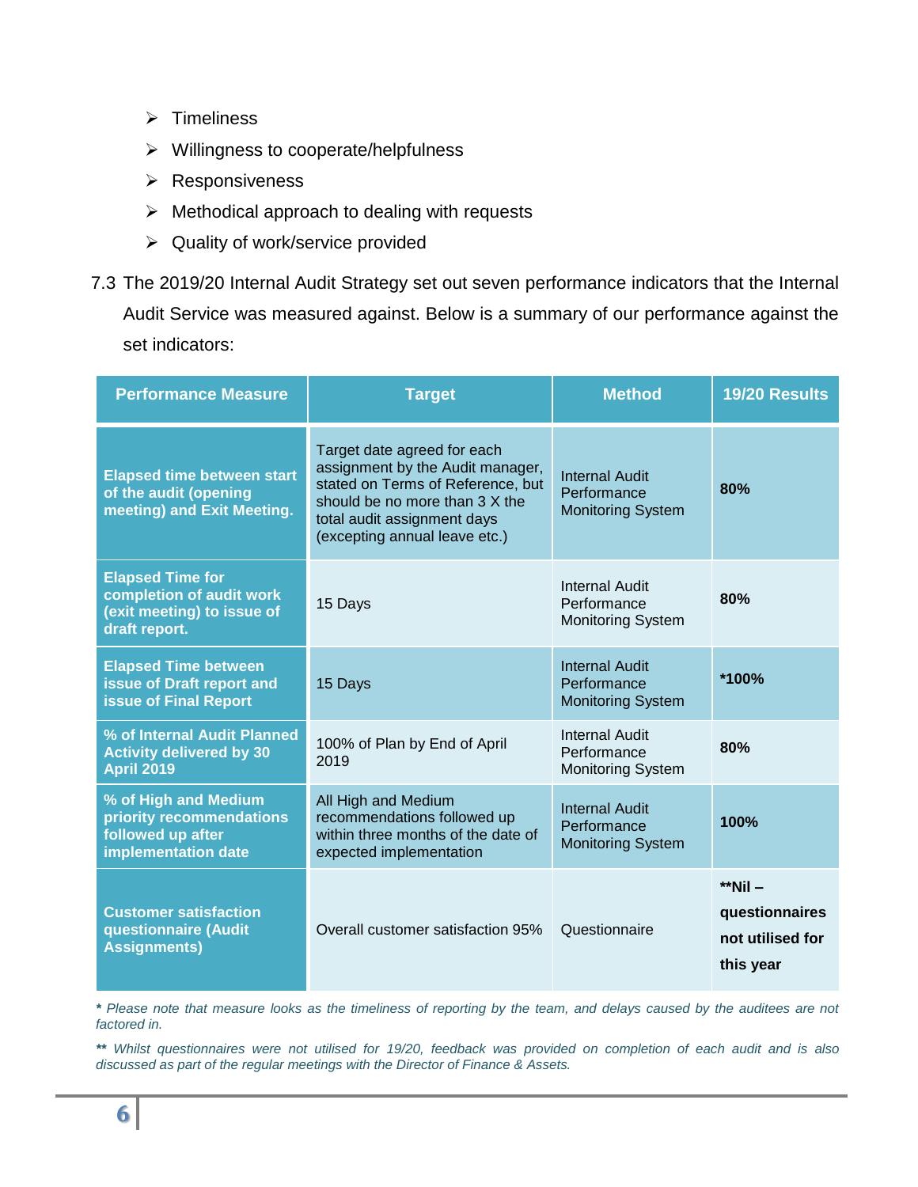- Timeliness
- Willingness to cooperate/helpfulness
- Responsiveness
- Methodical approach to dealing with requests
- Quality of work/service provided

7.3 The 2019/20 Internal Audit Strategy set out seven performance indicators that the Internal Audit Service was measured against. Below is a summary of our performance against the set indicators:

| Performance Measure | Target | Method | 19/20 Results |
|---|---|---|---|
| **Elapsed time between start of the audit (opening meeting) and Exit Meeting.** | Target date agreed for each assignment by the Audit manager, stated on Terms of Reference, but should be no more than 3 X the total audit assignment days (excepting annual leave etc.) | Internal Audit Performance Monitoring System | **80%** |
| **Elapsed Time for completion of audit work (exit meeting) to issue of draft report.** | 15 Days | Internal Audit Performance Monitoring System | **80%** |
| **Elapsed Time between issue of Draft report and issue of Final Report** | 15 Days | Internal Audit Performance Monitoring System | **\*100%** |
| **% of Internal Audit Planned Activity delivered by 30 April 2019** | 100% of Plan by End of April 2019 | Internal Audit Performance Monitoring System | **80%** |
| **% of High and Medium priority recommendations followed up after implementation date** | All High and Medium recommendations followed up within three months of the date of expected implementation | Internal Audit Performance Monitoring System | **100%** |
| **Customer satisfaction questionnaire (Audit Assignments)** | Overall customer satisfaction 95% | Questionnaire | **\*\*Nil – questionnaires not utilised for this year** |

*\* Please note that measure looks as the timeliness of reporting by the team, and delays caused by the auditees are not factored in.*

*\*\* Whilst questionnaires were not utilised for 19/20, feedback was provided on completion of each audit and is also discussed as part of the regular meetings with the Director of Finance & Assets.*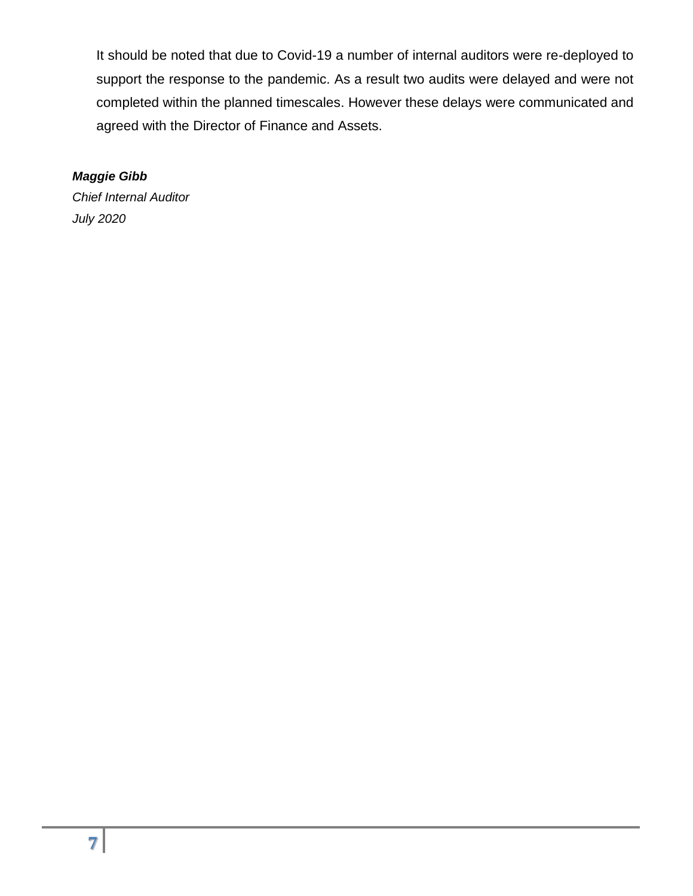It should be noted that due to Covid-19 a number of internal auditors were re-deployed to support the response to the pandemic. As a result two audits were delayed and were not completed within the planned timescales. However these delays were communicated and agreed with the Director of Finance and Assets.

***Maggie Gibb***
*Chief Internal Auditor*
*July 2020*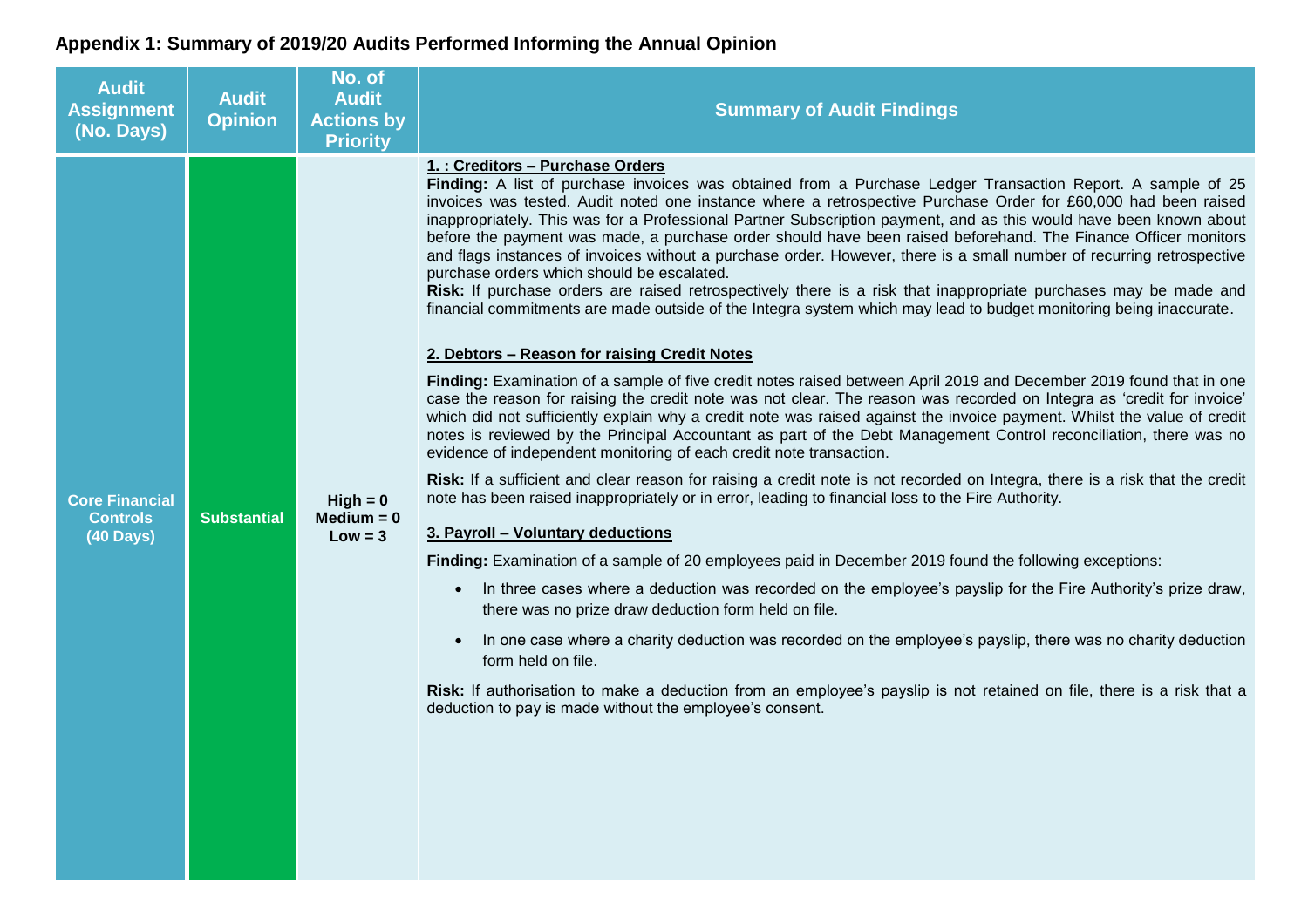## Appendix 1: Summary of 2019/20 Audits Performed Informing the Annual Opinion

| Audit Assignment (No. Days) | Audit Opinion | No. of Audit Actions by Priority | Summary of Audit Findings |
|---|---|---|---|
| Core Financial Controls (40 Days) | Substantial | High = 0<br>Medium = 0<br>Low = 3 | **1. : Creditors – Purchase Orders**<br>**Finding:** A list of purchase invoices was obtained from a Purchase Ledger Transaction Report. A sample of 25 invoices was tested. Audit noted one instance where a retrospective Purchase Order for £60,000 had been raised inappropriately. This was for a Professional Partner Subscription payment, and as this would have been known about before the payment was made, a purchase order should have been raised beforehand. The Finance Officer monitors and flags instances of invoices without a purchase order. However, there is a small number of recurring retrospective purchase orders which should be escalated.<br>**Risk:** If purchase orders are raised retrospectively there is a risk that inappropriate purchases may be made and financial commitments are made outside of the Integra system which may lead to budget monitoring being inaccurate.<br><br>**2. Debtors – Reason for raising Credit Notes**<br>**Finding:** Examination of a sample of five credit notes raised between April 2019 and December 2019 found that in one case the reason for raising the credit note was not clear. The reason was recorded on Integra as 'credit for invoice' which did not sufficiently explain why a credit note was raised against the invoice payment. Whilst the value of credit notes is reviewed by the Principal Accountant as part of the Debt Management Control reconciliation, there was no evidence of independent monitoring of each credit note transaction.<br>**Risk:** If a sufficient and clear reason for raising a credit note is not recorded on Integra, there is a risk that the credit note has been raised inappropriately or in error, leading to financial loss to the Fire Authority.<br><br>**3. Payroll – Voluntary deductions**<br>**Finding:** Examination of a sample of 20 employees paid in December 2019 found the following exceptions:<br>• In three cases where a deduction was recorded on the employee's payslip for the Fire Authority's prize draw, there was no prize draw deduction form held on file.<br>• In one case where a charity deduction was recorded on the employee's payslip, there was no charity deduction form held on file.<br>**Risk:** If authorisation to make a deduction from an employee's payslip is not retained on file, there is a risk that a deduction to pay is made without the employee's consent. |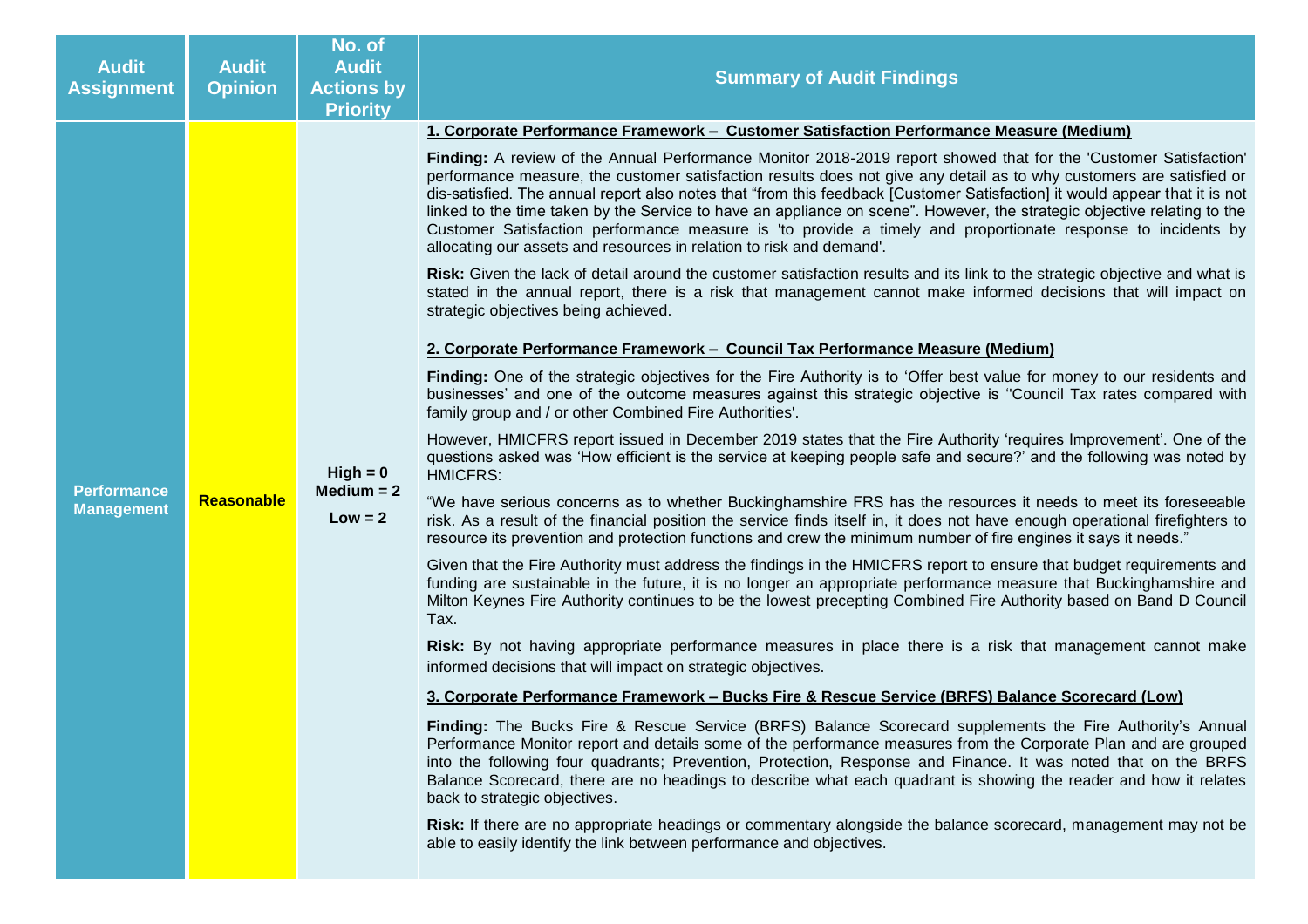| Audit Assignment | Audit Opinion | No. of Audit Actions by Priority | Summary of Audit Findings |
|---|---|---|---|
| Performance Management | Reasonable | High = 0<br>Medium = 2<br>Low = 2 | **1. Corporate Performance Framework – Customer Satisfaction Performance Measure (Medium)**<br><br>**Finding:** A review of the Annual Performance Monitor 2018-2019 report showed that for the 'Customer Satisfaction' performance measure, the customer satisfaction results does not give any detail as to why customers are satisfied or dis-satisfied. The annual report also notes that "from this feedback [Customer Satisfaction] it would appear that it is not linked to the time taken by the Service to have an appliance on scene". However, the strategic objective relating to the Customer Satisfaction performance measure is 'to provide a timely and proportionate response to incidents by allocating our assets and resources in relation to risk and demand'.<br><br>**Risk:** Given the lack of detail around the customer satisfaction results and its link to the strategic objective and what is stated in the annual report, there is a risk that management cannot make informed decisions that will impact on strategic objectives being achieved.<br><br>**2. Corporate Performance Framework – Council Tax Performance Measure (Medium)**<br><br>**Finding:** One of the strategic objectives for the Fire Authority is to 'Offer best value for money to our residents and businesses' and one of the outcome measures against this strategic objective is ''Council Tax rates compared with family group and / or other Combined Fire Authorities'.<br><br>However, HMICFRS report issued in December 2019 states that the Fire Authority 'requires Improvement'. One of the questions asked was 'How efficient is the service at keeping people safe and secure?' and the following was noted by HMICFRS:<br><br>"We have serious concerns as to whether Buckinghamshire FRS has the resources it needs to meet its foreseeable risk. As a result of the financial position the service finds itself in, it does not have enough operational firefighters to resource its prevention and protection functions and crew the minimum number of fire engines it says it needs."<br><br>Given that the Fire Authority must address the findings in the HMICFRS report to ensure that budget requirements and funding are sustainable in the future, it is no longer an appropriate performance measure that Buckinghamshire and Milton Keynes Fire Authority continues to be the lowest precepting Combined Fire Authority based on Band D Council Tax.<br><br>**Risk:** By not having appropriate performance measures in place there is a risk that management cannot make informed decisions that will impact on strategic objectives.<br><br>**3. Corporate Performance Framework – Bucks Fire & Rescue Service (BRFS) Balance Scorecard (Low)**<br><br>**Finding:** The Bucks Fire & Rescue Service (BRFS) Balance Scorecard supplements the Fire Authority's Annual Performance Monitor report and details some of the performance measures from the Corporate Plan and are grouped into the following four quadrants; Prevention, Protection, Response and Finance. It was noted that on the BRFS Balance Scorecard, there are no headings to describe what each quadrant is showing the reader and how it relates back to strategic objectives.<br><br>**Risk:** If there are no appropriate headings or commentary alongside the balance scorecard, management may not be able to easily identify the link between performance and objectives. |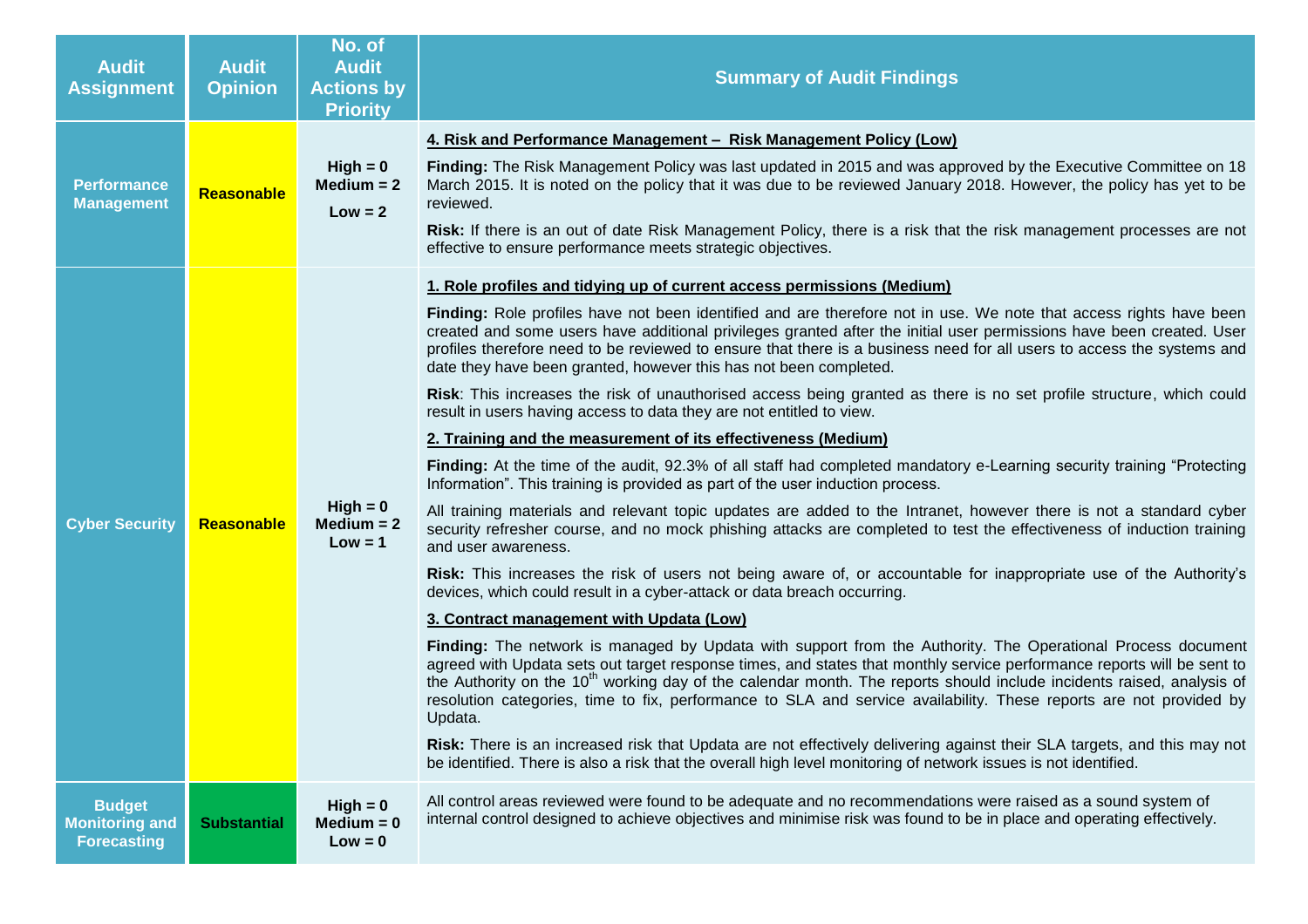| Audit Assignment | Audit Opinion | No. of Audit Actions by Priority | Summary of Audit Findings |
|---|---|---|---|
| Performance Management | Reasonable | High = 0<br>Medium = 2<br>Low = 2 | **4. Risk and Performance Management – Risk Management Policy (Low)**<br><br>**Finding:** The Risk Management Policy was last updated in 2015 and was approved by the Executive Committee on 18 March 2015. It is noted on the policy that it was due to be reviewed January 2018. However, the policy has yet to be reviewed.<br><br>**Risk:** If there is an out of date Risk Management Policy, there is a risk that the risk management processes are not effective to ensure performance meets strategic objectives. |
| Cyber Security | Reasonable | High = 0<br>Medium = 2<br>Low = 1 | **1. Role profiles and tidying up of current access permissions (Medium)**<br><br>**Finding:** Role profiles have not been identified and are therefore not in use. We note that access rights have been created and some users have additional privileges granted after the initial user permissions have been created. User profiles therefore need to be reviewed to ensure that there is a business need for all users to access the systems and date they have been granted, however this has not been completed.<br><br>**Risk**: This increases the risk of unauthorised access being granted as there is no set profile structure, which could result in users having access to data they are not entitled to view.<br><br>**2. Training and the measurement of its effectiveness (Medium)**<br><br>**Finding:** At the time of the audit, 92.3% of all staff had completed mandatory e-Learning security training "Protecting Information". This training is provided as part of the user induction process.<br><br>All training materials and relevant topic updates are added to the Intranet, however there is not a standard cyber security refresher course, and no mock phishing attacks are completed to test the effectiveness of induction training and user awareness.<br><br>**Risk:** This increases the risk of users not being aware of, or accountable for inappropriate use of the Authority's devices, which could result in a cyber-attack or data breach occurring.<br><br>**3. Contract management with Updata (Low)**<br><br>**Finding:** The network is managed by Updata with support from the Authority. The Operational Process document agreed with Updata sets out target response times, and states that monthly service performance reports will be sent to the Authority on the 10th working day of the calendar month. The reports should include incidents raised, analysis of resolution categories, time to fix, performance to SLA and service availability. These reports are not provided by Updata.<br><br>**Risk:** There is an increased risk that Updata are not effectively delivering against their SLA targets, and this may not be identified. There is also a risk that the overall high level monitoring of network issues is not identified. |
| Budget Monitoring and Forecasting | Substantial | High = 0<br>Medium = 0<br>Low = 0 | All control areas reviewed were found to be adequate and no recommendations were raised as a sound system of internal control designed to achieve objectives and minimise risk was found to be in place and operating effectively. |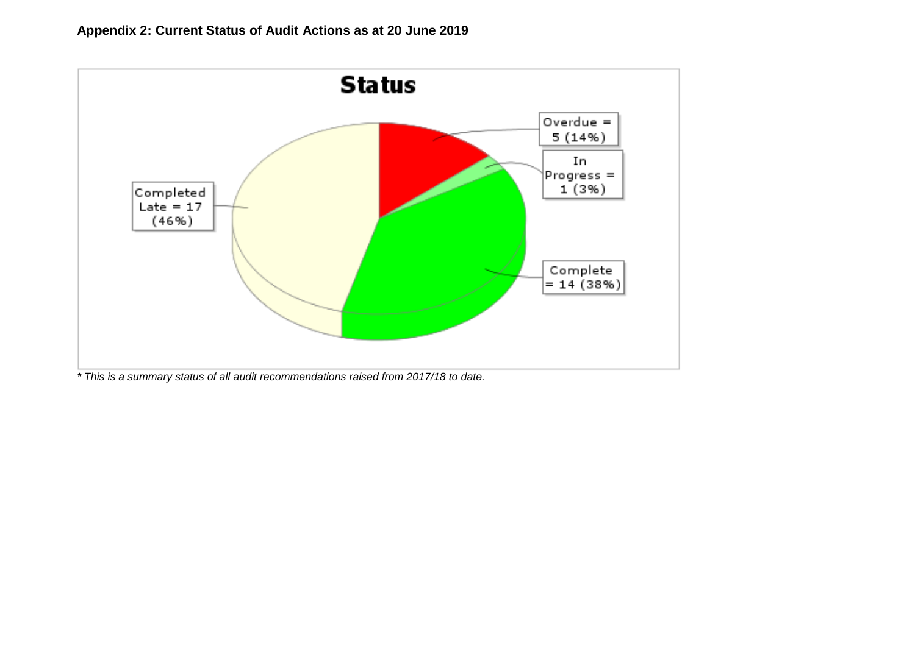**Appendix 2: Current Status of Audit Actions as at 20 June 2019**

**Status**

Overdue = 5 (14%)

In Progress = 1 (3%)

Completed Late = 17 (46%)

Complete = 14 (38%)

*\* This is a summary status of all audit recommendations raised from 2017/18 to date.*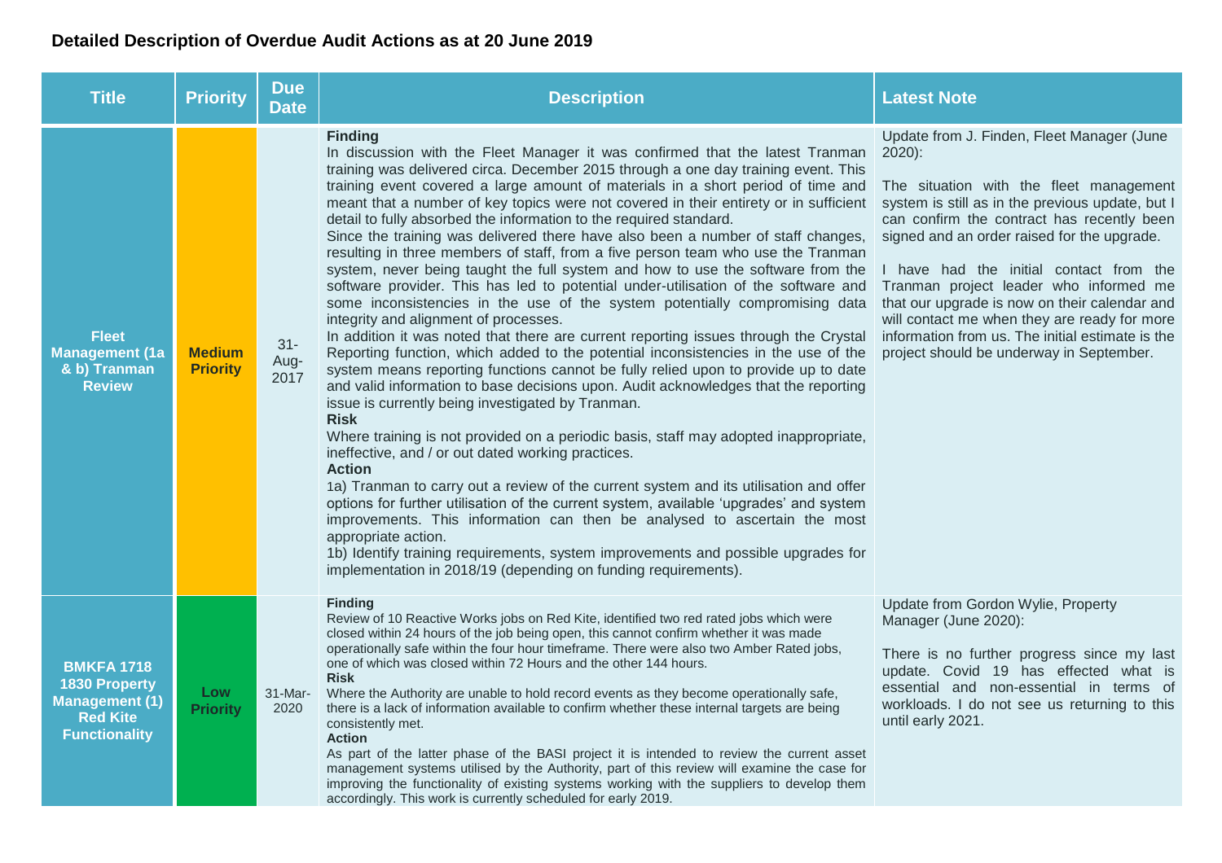## Detailed Description of Overdue Audit Actions as at 20 June 2019

| Title | Priority | Due Date | Description | Latest Note |
|---|---|---|---|---|
| **Fleet Management (1a & b) Tranman Review** | **Medium Priority** | 31-Aug-2017 | **Finding**<br>In discussion with the Fleet Manager it was confirmed that the latest Tranman training was delivered circa. December 2015 through a one day training event. This training event covered a large amount of materials in a short period of time and meant that a number of key topics were not covered in their entirety or in sufficient detail to fully absorbed the information to the required standard.<br>Since the training was delivered there have also been a number of staff changes, resulting in three members of staff, from a five person team who use the Tranman system, never being taught the full system and how to use the software from the software provider. This has led to potential under-utilisation of the software and some inconsistencies in the use of the system potentially compromising data integrity and alignment of processes.<br>In addition it was noted that there are current reporting issues through the Crystal Reporting function, which added to the potential inconsistencies in the use of the system means reporting functions cannot be fully relied upon to provide up to date and valid information to base decisions upon. Audit acknowledges that the reporting issue is currently being investigated by Tranman.<br>**Risk**<br>Where training is not provided on a periodic basis, staff may adopted inappropriate, ineffective, and / or out dated working practices.<br>**Action**<br>1a) Tranman to carry out a review of the current system and its utilisation and offer options for further utilisation of the current system, available 'upgrades' and system improvements. This information can then be analysed to ascertain the most appropriate action.<br>1b) Identify training requirements, system improvements and possible upgrades for implementation in 2018/19 (depending on funding requirements). | Update from J. Finden, Fleet Manager (June 2020):<br><br>The situation with the fleet management system is still as in the previous update, but I can confirm the contract has recently been signed and an order raised for the upgrade.<br><br>I have had the initial contact from the Tranman project leader who informed me that our upgrade is now on their calendar and will contact me when they are ready for more information from us. The initial estimate is the project should be underway in September. |
| **BMKFA 1718 1830 Property Management (1) Red Kite Functionality** | **Low Priority** | 31-Mar-2020 | **Finding**<br>Review of 10 Reactive Works jobs on Red Kite, identified two red rated jobs which were closed within 24 hours of the job being open, this cannot confirm whether it was made operationally safe within the four hour timeframe. There were also two Amber Rated jobs, one of which was closed within 72 Hours and the other 144 hours.<br>**Risk**<br>Where the Authority are unable to hold record events as they become operationally safe, there is a lack of information available to confirm whether these internal targets are being consistently met.<br>**Action**<br>As part of the latter phase of the BASI project it is intended to review the current asset management systems utilised by the Authority, part of this review will examine the case for improving the functionality of existing systems working with the suppliers to develop them accordingly. This work is currently scheduled for early 2019. | Update from Gordon Wylie, Property Manager (June 2020):<br><br>There is no further progress since my last update. Covid 19 has effected what is essential and non-essential in terms of workloads. I do not see us returning to this until early 2021. |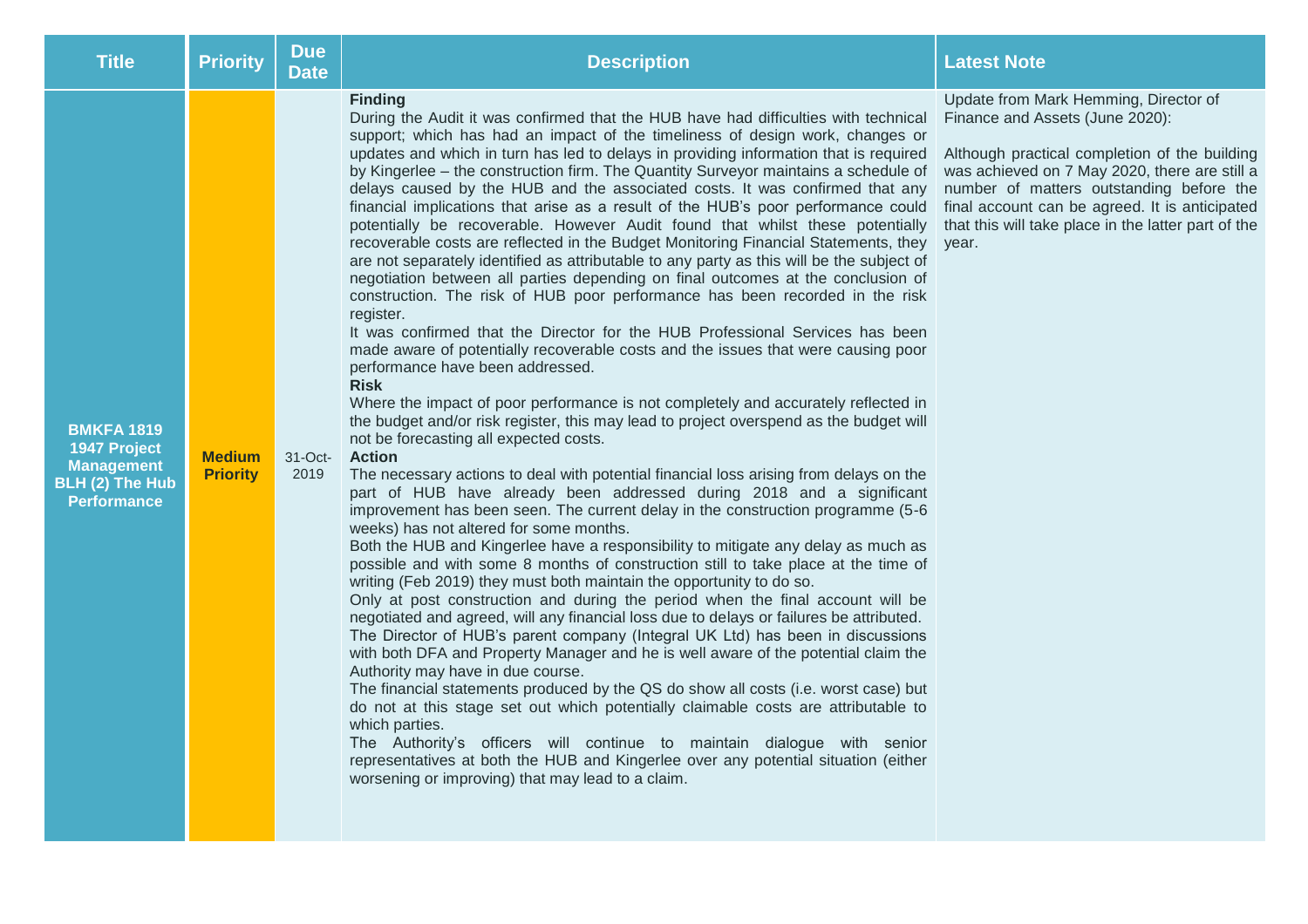| Title | Priority | Due Date | Description | Latest Note |
|---|---|---|---|---|
| **BMKFA 1819 1947 Project Management BLH (2) The Hub Performance** | **Medium Priority** | 31-Oct-2019 | **Finding**<br>During the Audit it was confirmed that the HUB have had difficulties with technical support; which has had an impact of the timeliness of design work, changes or updates and which in turn has led to delays in providing information that is required by Kingerlee – the construction firm. The Quantity Surveyor maintains a schedule of delays caused by the HUB and the associated costs. It was confirmed that any financial implications that arise as a result of the HUB's poor performance could potentially be recoverable. However Audit found that whilst these potentially recoverable costs are reflected in the Budget Monitoring Financial Statements, they are not separately identified as attributable to any party as this will be the subject of negotiation between all parties depending on final outcomes at the conclusion of construction. The risk of HUB poor performance has been recorded in the risk register.<br>It was confirmed that the Director for the HUB Professional Services has been made aware of potentially recoverable costs and the issues that were causing poor performance have been addressed.<br>**Risk**<br>Where the impact of poor performance is not completely and accurately reflected in the budget and/or risk register, this may lead to project overspend as the budget will not be forecasting all expected costs.<br>**Action**<br>The necessary actions to deal with potential financial loss arising from delays on the part of HUB have already been addressed during 2018 and a significant improvement has been seen. The current delay in the construction programme (5-6 weeks) has not altered for some months.<br>Both the HUB and Kingerlee have a responsibility to mitigate any delay as much as possible and with some 8 months of construction still to take place at the time of writing (Feb 2019) they must both maintain the opportunity to do so.<br>Only at post construction and during the period when the final account will be negotiated and agreed, will any financial loss due to delays or failures be attributed.<br>The Director of HUB's parent company (Integral UK Ltd) has been in discussions with both DFA and Property Manager and he is well aware of the potential claim the Authority may have in due course.<br>The financial statements produced by the QS do show all costs (i.e. worst case) but do not at this stage set out which potentially claimable costs are attributable to which parties.<br>The Authority's officers will continue to maintain dialogue with senior representatives at both the HUB and Kingerlee over any potential situation (either worsening or improving) that may lead to a claim. | Update from Mark Hemming, Director of Finance and Assets (June 2020):<br><br>Although practical completion of the building was achieved on 7 May 2020, there are still a number of matters outstanding before the final account can be agreed. It is anticipated that this will take place in the latter part of the year. |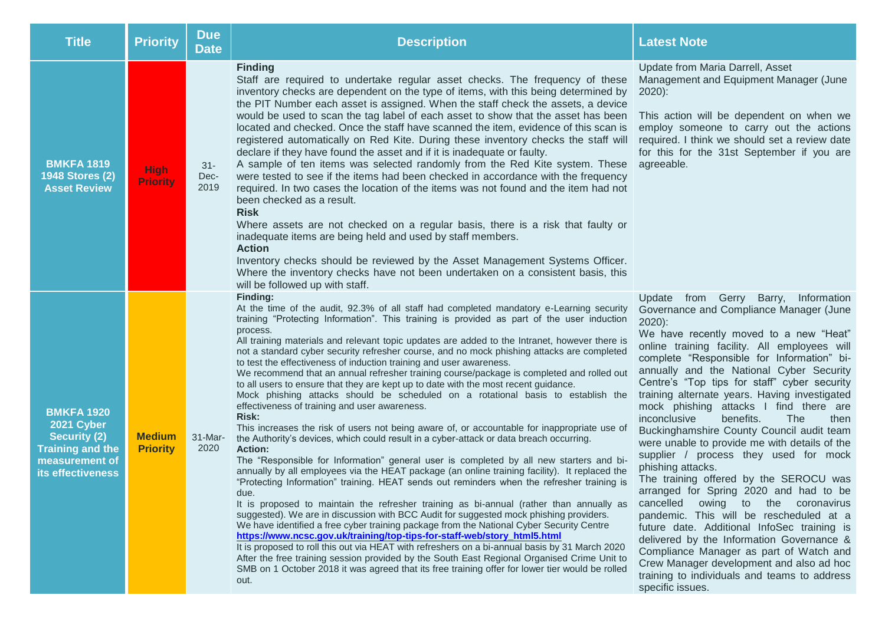| Title | Priority | Due Date | Description | Latest Note |
|---|---|---|---|---|
| **BMKFA 1819 1948 Stores (2) Asset Review** | **High Priority** | 31-Dec-2019 | **Finding**<br>Staff are required to undertake regular asset checks. The frequency of these inventory checks are dependent on the type of items, with this being determined by the PIT Number each asset is assigned. When the staff check the assets, a device would be used to scan the tag label of each asset to show that the asset has been located and checked. Once the staff have scanned the item, evidence of this scan is registered automatically on Red Kite. During these inventory checks the staff will declare if they have found the asset and if it is inadequate or faulty.<br>A sample of ten items was selected randomly from the Red Kite system. These were tested to see if the items had been checked in accordance with the frequency required. In two cases the location of the items was not found and the item had not been checked as a result.<br>**Risk**<br>Where assets are not checked on a regular basis, there is a risk that faulty or inadequate items are being held and used by staff members.<br>**Action**<br>Inventory checks should be reviewed by the Asset Management Systems Officer. Where the inventory checks have not been undertaken on a consistent basis, this will be followed up with staff. | Update from Maria Darrell, Asset Management and Equipment Manager (June 2020):<br><br>This action will be dependent on when we employ someone to carry out the actions required. I think we should set a review date for this for the 31st September if you are agreeable. |
| **BMKFA 1920 2021 Cyber Security (2) Training and the measurement of its effectiveness** | **Medium Priority** | 31-Mar-2020 | **Finding:**<br>At the time of the audit, 92.3% of all staff had completed mandatory e-Learning security training "Protecting Information". This training is provided as part of the user induction process.<br>All training materials and relevant topic updates are added to the Intranet, however there is not a standard cyber security refresher course, and no mock phishing attacks are completed to test the effectiveness of induction training and user awareness.<br>We recommend that an annual refresher training course/package is completed and rolled out to all users to ensure that they are kept up to date with the most recent guidance.<br>Mock phishing attacks should be scheduled on a rotational basis to establish the effectiveness of training and user awareness.<br>**Risk:**<br>This increases the risk of users not being aware of, or accountable for inappropriate use of the Authority's devices, which could result in a cyber-attack or data breach occurring.<br>**Action:**<br>The "Responsible for Information" general user is completed by all new starters and bi-annually by all employees via the HEAT package (an online training facility). It replaced the "Protecting Information" training. HEAT sends out reminders when the refresher training is due.<br>It is proposed to maintain the refresher training as bi-annual (rather than annually as suggested). We are in discussion with BCC Audit for suggested mock phishing providers.<br>We have identified a free cyber training package from the National Cyber Security Centre **https://www.ncsc.gov.uk/training/top-tips-for-staff-web/story_html5.html**<br>It is proposed to roll this out via HEAT with refreshers on a bi-annual basis by 31 March 2020<br>After the free training session provided by the South East Regional Organised Crime Unit to SMB on 1 October 2018 it was agreed that its free training offer for lower tier would be rolled out. | Update from Gerry Barry, Information Governance and Compliance Manager (June 2020):<br>We have recently moved to a new "Heat" online training facility. All employees will complete "Responsible for Information" bi-annually and the National Cyber Security Centre's "Top tips for staff" cyber security training alternate years. Having investigated mock phishing attacks I find there are inconclusive benefits. The then Buckinghamshire County Council audit team were unable to provide me with details of the supplier / process they used for mock phishing attacks.<br>The training offered by the SEROCU was arranged for Spring 2020 and had to be cancelled owing to the coronavirus pandemic. This will be rescheduled at a future date. Additional InfoSec training is delivered by the Information Governance & Compliance Manager as part of Watch and Crew Manager development and also ad hoc training to individuals and teams to address specific issues. |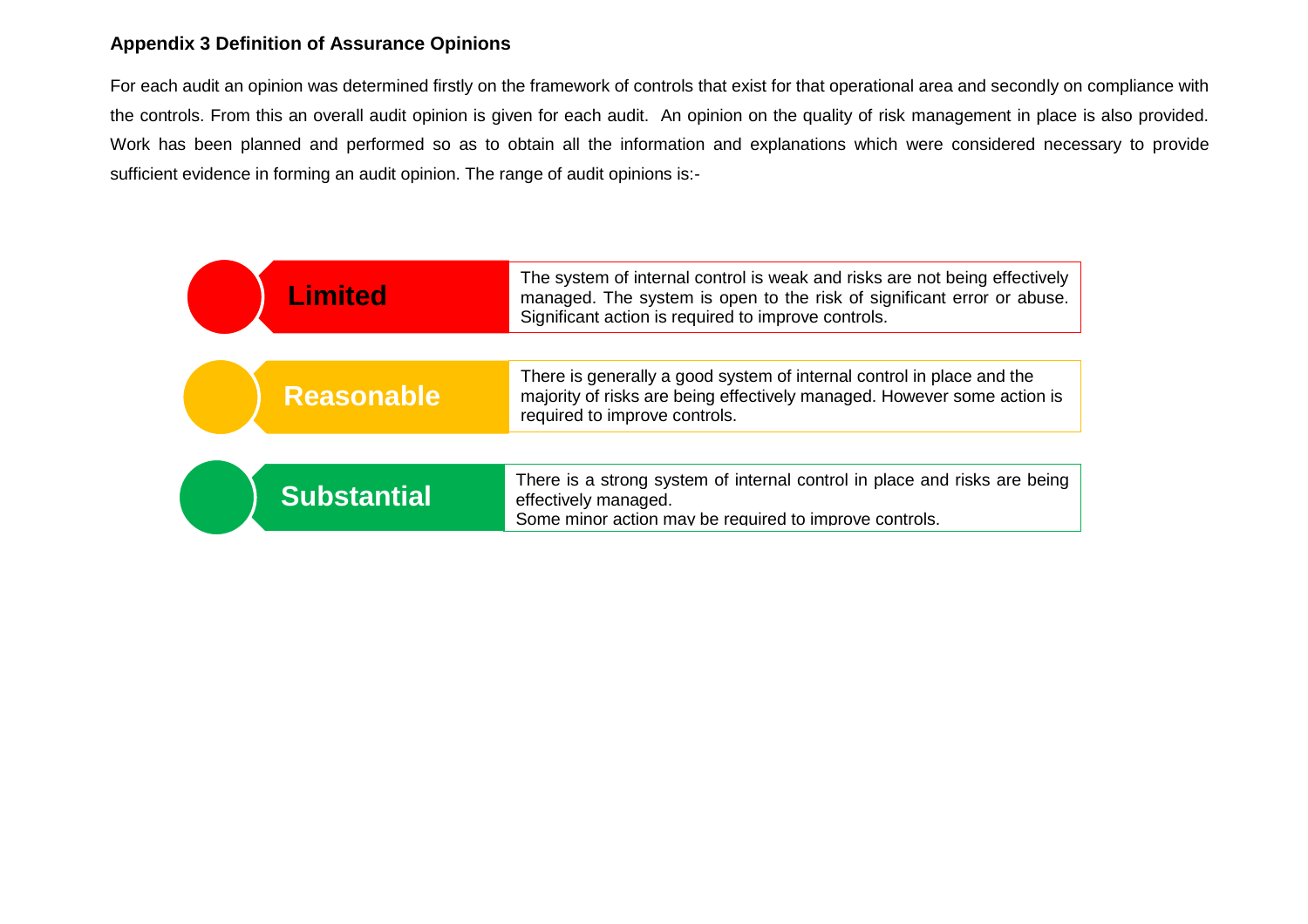## Appendix 3 Definition of Assurance Opinions

For each audit an opinion was determined firstly on the framework of controls that exist for that operational area and secondly on compliance with the controls. From this an overall audit opinion is given for each audit. An opinion on the quality of risk management in place is also provided. Work has been planned and performed so as to obtain all the information and explanations which were considered necessary to provide sufficient evidence in forming an audit opinion. The range of audit opinions is:-

| | |
|---|---|
| **Limited** | The system of internal control is weak and risks are not being effectively managed. The system is open to the risk of significant error or abuse. Significant action is required to improve controls. |
| **Reasonable** | There is generally a good system of internal control in place and the majority of risks are being effectively managed. However some action is required to improve controls. |
| **Substantial** | There is a strong system of internal control in place and risks are being effectively managed. Some minor action may be required to improve controls. |